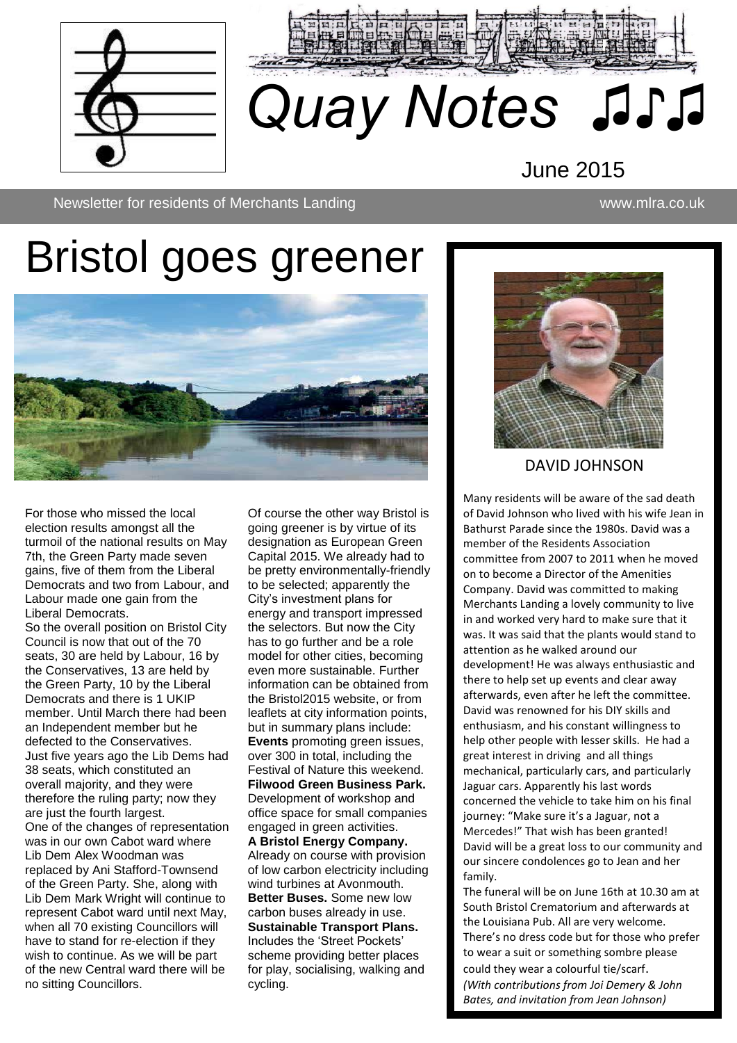# Quay Notes ♫♪♫

June 2015

Newsletter for residents of Merchants Landing www.mlra.co.uk

# Bristol goes greener

For those who missed the local election results amongst all the turmoil of the national results on May 7th, the Green Party made seven gains, five of them from the Liberal Democrats and two from Labour, and Labour made one gain from the Liberal Democrats.

So the overall position on Bristol City Council is now that out of the 70 seats, 30 are held by Labour, 16 by the Conservatives, 13 are held by the Green Party, 10 by the Liberal Democrats and there is 1 UKIP member. Until March there had been an Independent member but he defected to the Conservatives.

Just five years ago the Lib Dems had 38 seats, which constituted an overall majority, and they were therefore the ruling party; now they are just the fourth largest.

One of the changes of representation was in our own Cabot ward where Lib Dem Alex Woodman was replaced by Ani Stafford-Townsend of the Green Party. She, along with Lib Dem Mark Wright will continue to represent Cabot ward until next May, when all 70 existing Councillors will have to stand for re-election if they wish to continue. As we will be part of the new Central ward there will be no sitting Councillors.

Of course the other way Bristol is going greener is by virtue of its designation as European Green Capital 2015. We already had to be pretty environmentally-friendly to be selected; apparently the City's investment plans for energy and transport impressed the selectors. But now the City has to go further and be a role model for other cities, becoming even more sustainable. Further information can be obtained from the Bristol2015 website, or from leaflets at city information points, but in summary plans include:

**Events** promoting green issues, over 300 in total, including the Festival of Nature this weekend.

**Filwood Green Business Park.** Development of workshop and office space for small companies engaged in green activities.

**A Bristol Energy Company.** Already on course with provision of low carbon electricity including wind turbines at Avonmouth.

**Better Buses.** Some new low carbon buses already in use.

**Sustainable Transport Plans.** Includes the 'Street Pockets' scheme providing better places for play, socialising, walking and cycling.

## DAVID JOHNSON

Many residents will be aware of the sad death of David Johnson who lived with his wife Jean in Bathurst Parade since the 1980s. David was a member of the Residents Association committee from 2007 to 2011 when he moved on to become a Director of the Amenities Company. David was committed to making Merchants Landing a lovely community to live in and worked very hard to make sure that it was. It was said that the plants would stand to attention as he walked around our development! He was always enthusiastic and there to help set up events and clear away afterwards, even after he left the committee. David was renowned for his DIY skills and enthusiasm, and his constant willingness to help other people with lesser skills. He had a great interest in driving and all things mechanical, particularly cars, and particularly Jaguar cars. Apparently his last words concerned the vehicle to take him on his final journey: "Make sure it's a Jaguar, not a Mercedes!" That wish has been granted! David will be a great loss to our community and our sincere condolences go to Jean and her family.

The funeral will be on June 16th at 10.30 am at South Bristol Crematorium and afterwards at the Louisiana Pub. All are very welcome. There's no dress code but for those who prefer to wear a suit or something sombre please could they wear a colourful tie/scarf.

*(With contributions from Joi Demery & John Bates, and invitation from Jean Johnson)*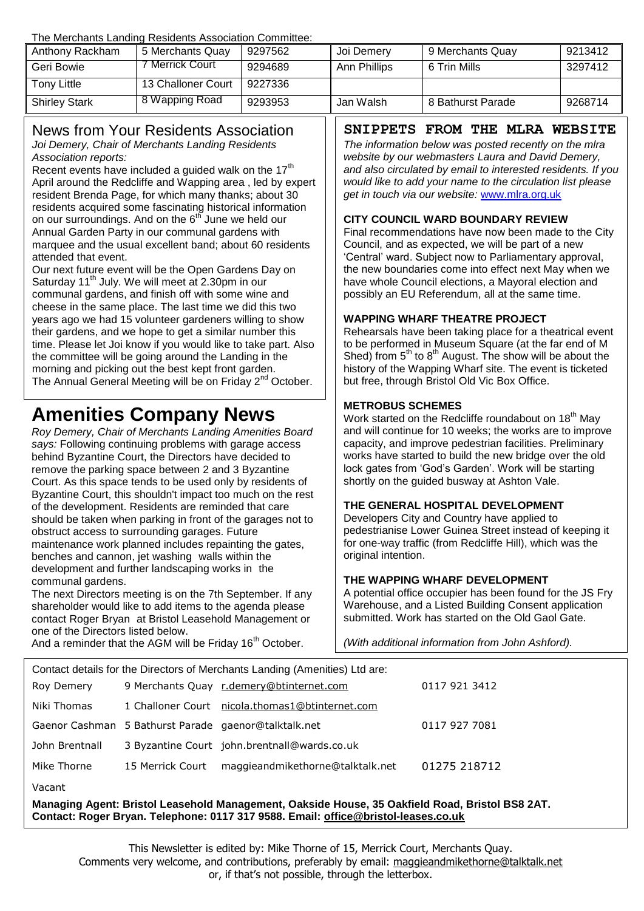The Merchants Landing Residents Association Committee:

| | | | | | |
|---|---|---|---|---|---|
| Anthony Rackham | 5 Merchants Quay | 9297562 | Joi Demery | 9 Merchants Quay | 9213412 |
| Geri Bowie | 7 Merrick Court | 9294689 | Ann Phillips | 6 Trin Mills | 3297412 |
| Tony Little | 13 Challoner Court | 9227336 | | | |
| Shirley Stark | 8 Wapping Road | 9293953 | Jan Walsh | 8 Bathurst Parade | 9268714 |

## News from Your Residents Association

*Joi Demery, Chair of Merchants Landing Residents Association reports:*

Recent events have included a guided walk on the 17th April around the Redcliffe and Wapping area , led by expert resident Brenda Page, for which many thanks; about 30 residents acquired some fascinating historical information on our surroundings. And on the 6th June we held our Annual Garden Party in our communal gardens with marquee and the usual excellent band; about 60 residents attended that event.

Our next future event will be the Open Gardens Day on Saturday 11th July. We will meet at 2.30pm in our communal gardens, and finish off with some wine and cheese in the same place. The last time we did this two years ago we had 15 volunteer gardeners willing to show their gardens, and we hope to get a similar number this time. Please let Joi know if you would like to take part. Also the committee will be going around the Landing in the morning and picking out the best kept front garden.

The Annual General Meeting will be on Friday 2nd October.

# Amenities Company News

*Roy Demery, Chair of Merchants Landing Amenities Board says:* Following continuing problems with garage access behind Byzantine Court, the Directors have decided to remove the parking space between 2 and 3 Byzantine Court. As this space tends to be used only by residents of Byzantine Court, this shouldn't impact too much on the rest of the development. Residents are reminded that care should be taken when parking in front of the garages not to obstruct access to surrounding garages. Future maintenance work planned includes repainting the gates, benches and cannon, jet washing walls within the development and further landscaping works in the communal gardens.

The next Directors meeting is on the 7th September. If any shareholder would like to add items to the agenda please contact Roger Bryan at Bristol Leasehold Management or one of the Directors listed below.

And a reminder that the AGM will be Friday 16th October.

## SNIPPETS FROM THE MLRA WEBSITE

*The information below was posted recently on the mlra website by our webmasters Laura and David Demery, and also circulated by email to interested residents. If you would like to add your name to the circulation list please get in touch via our website:* www.mlra.org.uk

### CITY COUNCIL WARD BOUNDARY REVIEW

Final recommendations have now been made to the City Council, and as expected, we will be part of a new 'Central' ward. Subject now to Parliamentary approval, the new boundaries come into effect next May when we have whole Council elections, a Mayoral election and possibly an EU Referendum, all at the same time.

### WAPPING WHARF THEATRE PROJECT

Rehearsals have been taking place for a theatrical event to be performed in Museum Square (at the far end of M Shed) from 5th to 8th August. The show will be about the history of the Wapping Wharf site. The event is ticketed but free, through Bristol Old Vic Box Office.

### METROBUS SCHEMES

Work started on the Redcliffe roundabout on 18th May and will continue for 10 weeks; the works are to improve capacity, and improve pedestrian facilities. Preliminary works have started to build the new bridge over the old lock gates from 'God's Garden'. Work will be starting shortly on the guided busway at Ashton Vale.

### THE GENERAL HOSPITAL DEVELOPMENT

Developers City and Country have applied to pedestrianise Lower Guinea Street instead of keeping it for one-way traffic (from Redcliffe Hill), which was the original intention.

### THE WAPPING WHARF DEVELOPMENT

A potential office occupier has been found for the JS Fry Warehouse, and a Listed Building Consent application submitted. Work has started on the Old Gaol Gate.

*(With additional information from John Ashford).*

Contact details for the Directors of Merchants Landing (Amenities) Ltd are:

| | | | |
|---|---|---|---|
| Roy Demery | 9 Merchants Quay | r.demery@btinternet.com | 0117 921 3412 |
| Niki Thomas | 1 Challoner Court | nicola.thomas1@btinternet.com | |
| Gaenor Cashman | 5 Bathurst Parade | gaenor@talktalk.net | 0117 927 7081 |
| John Brentnall | 3 Byzantine Court | john.brentnall@wards.co.uk | |
| Mike Thorne | 15 Merrick Court | maggieandmikethorne@talktalk.net | 01275 218712 |
| Vacant | | | |

**Managing Agent: Bristol Leasehold Management, Oakside House, 35 Oakfield Road, Bristol BS8 2AT. Contact: Roger Bryan. Telephone: 0117 317 9588. Email: office@bristol-leases.co.uk**

This Newsletter is edited by: Mike Thorne of 15, Merrick Court, Merchants Quay.
Comments very welcome, and contributions, preferably by email: maggieandmikethorne@talktalk.net
or, if that's not possible, through the letterbox.